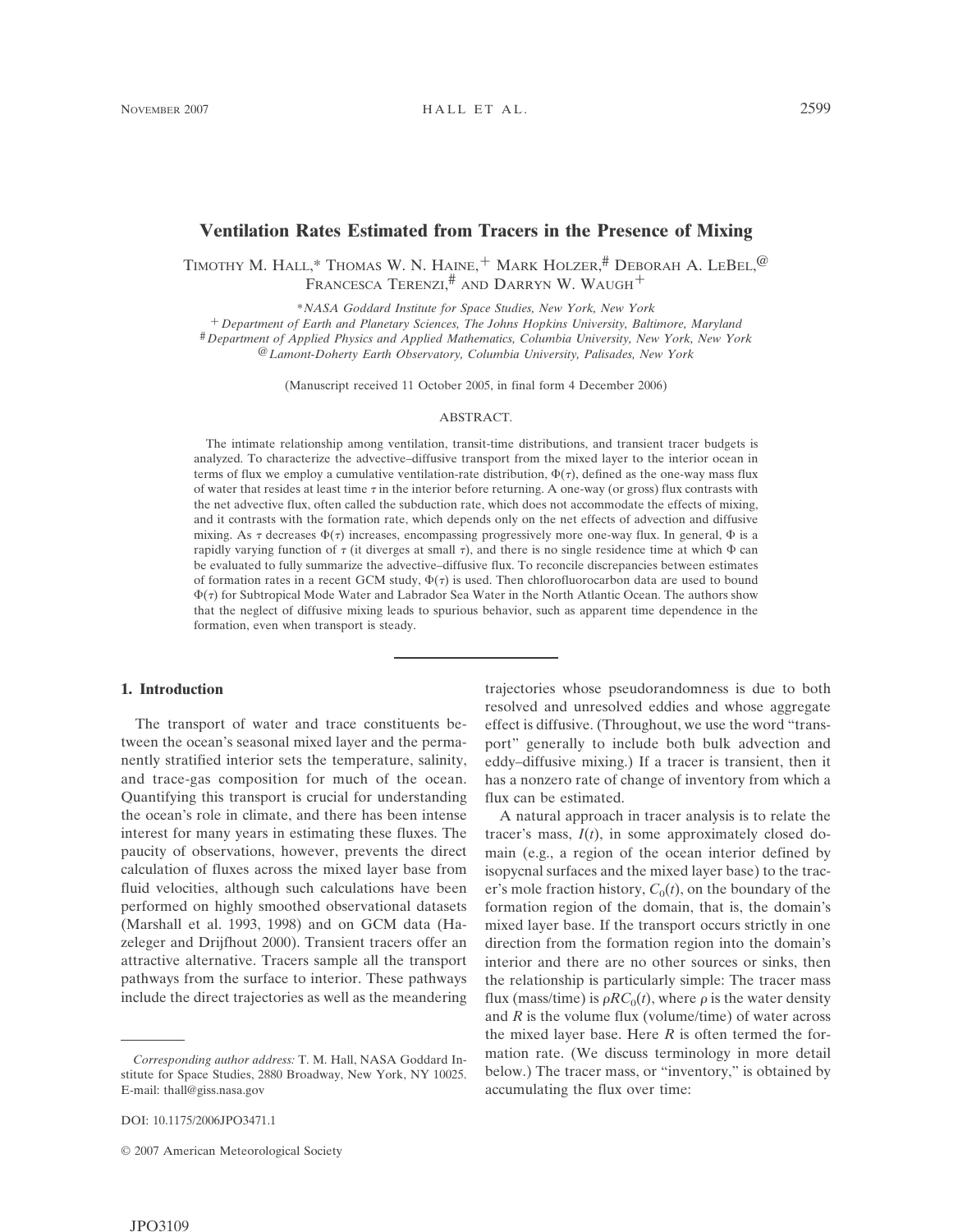# Ventilation Rates Estimated from Tracers in the Presence of Mixing

TIMOTHY M. HALL,* THOMAS W. N. HAINE,+ MARK HOLZER,# DEBORAH A. LEBEL,@ FRANCESCA TERENZI,# AND DARRYN W. WAUGH+

*NASA Goddard Institute for Space Studies, New York, New York
+Department of Earth and Planetary Sciences, The Johns Hopkins University, Baltimore, Maryland
#Department of Applied Physics and Applied Mathematics, Columbia University, New York, New York
@Lamont-Doherty Earth Observatory, Columbia University, Palisades, New York

(Manuscript received 11 October 2005, in final form 4 December 2006)

## ABSTRACT

The intimate relationship among ventilation, transit-time distributions, and transient tracer budgets is analyzed. To characterize the advective–diffusive transport from the mixed layer to the interior ocean in terms of flux we employ a cumulative ventilation-rate distribution, $\Phi(\tau)$, defined as the one-way mass flux of water that resides at least time $\tau$ in the interior before returning. A one-way (or gross) flux contrasts with the net advective flux, often called the subduction rate, which does not accommodate the effects of mixing, and it contrasts with the formation rate, which depends only on the net effects of advection and diffusive mixing. As $\tau$ decreases $\Phi(\tau)$ increases, encompassing progressively more one-way flux. In general, $\Phi$ is a rapidly varying function of $\tau$ (it diverges at small $\tau$), and there is no single residence time at which $\Phi$ can be evaluated to fully summarize the advective–diffusive flux. To reconcile discrepancies between estimates of formation rates in a recent GCM study, $\Phi(\tau)$ is used. Then chlorofluorocarbon data are used to bound $\Phi(\tau)$ for Subtropical Mode Water and Labrador Sea Water in the North Atlantic Ocean. The authors show that the neglect of diffusive mixing leads to spurious behavior, such as apparent time dependence in the formation, even when transport is steady.

## 1. Introduction

The transport of water and trace constituents between the ocean's seasonal mixed layer and the permanently stratified interior sets the temperature, salinity, and trace-gas composition for much of the ocean. Quantifying this transport is crucial for understanding the ocean's role in climate, and there has been intense interest for many years in estimating these fluxes. The paucity of observations, however, prevents the direct calculation of fluxes across the mixed layer base from fluid velocities, although such calculations have been performed on highly smoothed observational datasets (Marshall et al. 1993, 1998) and on GCM data (Hazeleger and Drijfhout 2000). Transient tracers offer an attractive alternative. Tracers sample all the transport pathways from the surface to interior. These pathways include the direct trajectories as well as the meandering trajectories whose pseudorandomness is due to both resolved and unresolved eddies and whose aggregate effect is diffusive. (Throughout, we use the word "transport" generally to include both bulk advection and eddy–diffusive mixing.) If a tracer is transient, then it has a nonzero rate of change of inventory from which a flux can be estimated.

A natural approach in tracer analysis is to relate the tracer's mass, $I(t)$, in some approximately closed domain (e.g., a region of the ocean interior defined by isopycnal surfaces and the mixed layer base) to the tracer's mole fraction history, $C_0(t)$, on the boundary of the formation region of the domain, that is, the domain's mixed layer base. If the transport occurs strictly in one direction from the formation region into the domain's interior and there are no other sources or sinks, then the relationship is particularly simple: The tracer mass flux (mass/time) is $\rho R C_0(t)$, where $\rho$ is the water density and $R$ is the volume flux (volume/time) of water across the mixed layer base. Here $R$ is often termed the formation rate. (We discuss terminology in more detail below.) The tracer mass, or "inventory," is obtained by accumulating the flux over time:

*Corresponding author address:* T. M. Hall, NASA Goddard Institute for Space Studies, 2880 Broadway, New York, NY 10025.
E-mail: thall@giss.nasa.gov

DOI: 10.1175/2006JPO3471.1

© 2007 American Meteorological Society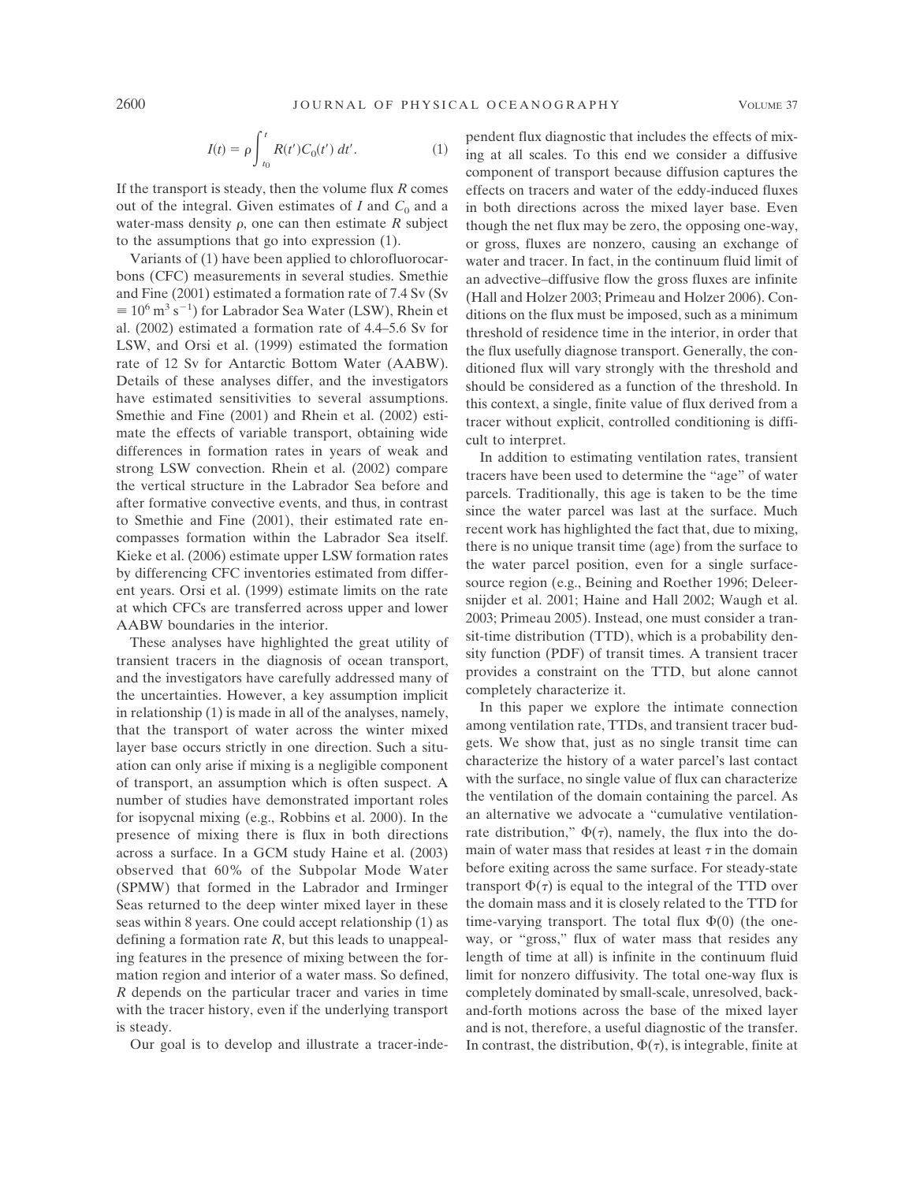$$I(t) = \rho \int_{t_0}^{t} R(t')C_0(t')\,dt'. \qquad (1)$$

If the transport is steady, then the volume flux $R$ comes out of the integral. Given estimates of $I$ and $C_0$ and a water-mass density $\rho$, one can then estimate $R$ subject to the assumptions that go into expression (1).

Variants of (1) have been applied to chlorofluorocarbons (CFC) measurements in several studies. Smethie and Fine (2001) estimated a formation rate of 7.4 Sv (Sv $\equiv 10^6\ \mathrm{m^3\ s^{-1}}$) for Labrador Sea Water (LSW), Rhein et al. (2002) estimated a formation rate of 4.4–5.6 Sv for LSW, and Orsi et al. (1999) estimated the formation rate of 12 Sv for Antarctic Bottom Water (AABW). Details of these analyses differ, and the investigators have estimated sensitivities to several assumptions. Smethie and Fine (2001) and Rhein et al. (2002) estimate the effects of variable transport, obtaining wide differences in formation rates in years of weak and strong LSW convection. Rhein et al. (2002) compare the vertical structure in the Labrador Sea before and after formative convective events, and thus, in contrast to Smethie and Fine (2001), their estimated rate encompasses formation within the Labrador Sea itself. Kieke et al. (2006) estimate upper LSW formation rates by differencing CFC inventories estimated from different years. Orsi et al. (1999) estimate limits on the rate at which CFCs are transferred across upper and lower AABW boundaries in the interior.

These analyses have highlighted the great utility of transient tracers in the diagnosis of ocean transport, and the investigators have carefully addressed many of the uncertainties. However, a key assumption implicit in relationship (1) is made in all of the analyses, namely, that the transport of water across the winter mixed layer base occurs strictly in one direction. Such a situation can only arise if mixing is a negligible component of transport, an assumption which is often suspect. A number of studies have demonstrated important roles for isopycnal mixing (e.g., Robbins et al. 2000). In the presence of mixing there is flux in both directions across a surface. In a GCM study Haine et al. (2003) observed that 60% of the Subpolar Mode Water (SPMW) that formed in the Labrador and Irminger Seas returned to the deep winter mixed layer in these seas within 8 years. One could accept relationship (1) as defining a formation rate $R$, but this leads to unappealing features in the presence of mixing between the formation region and interior of a water mass. So defined, $R$ depends on the particular tracer and varies in time with the tracer history, even if the underlying transport is steady.

Our goal is to develop and illustrate a tracer-independent flux diagnostic that includes the effects of mixing at all scales. To this end we consider a diffusive component of transport because diffusion captures the effects on tracers and water of the eddy-induced fluxes in both directions across the mixed layer base. Even though the net flux may be zero, the opposing one-way, or gross, fluxes are nonzero, causing an exchange of water and tracer. In fact, in the continuum fluid limit of an advective–diffusive flow the gross fluxes are infinite (Hall and Holzer 2003; Primeau and Holzer 2006). Conditions on the flux must be imposed, such as a minimum threshold of residence time in the interior, in order that the flux usefully diagnose transport. Generally, the conditioned flux will vary strongly with the threshold and should be considered as a function of the threshold. In this context, a single, finite value of flux derived from a tracer without explicit, controlled conditioning is difficult to interpret.

In addition to estimating ventilation rates, transient tracers have been used to determine the "age" of water parcels. Traditionally, this age is taken to be the time since the water parcel was last at the surface. Much recent work has highlighted the fact that, due to mixing, there is no unique transit time (age) from the surface to the water parcel position, even for a single surface-source region (e.g., Beining and Roether 1996; Deleersnijder et al. 2001; Haine and Hall 2002; Waugh et al. 2003; Primeau 2005). Instead, one must consider a transit-time distribution (TTD), which is a probability density function (PDF) of transit times. A transient tracer provides a constraint on the TTD, but alone cannot completely characterize it.

In this paper we explore the intimate connection among ventilation rate, TTDs, and transient tracer budgets. We show that, just as no single transit time can characterize the history of a water parcel's last contact with the surface, no single value of flux can characterize the ventilation of the domain containing the parcel. As an alternative we advocate a "cumulative ventilation-rate distribution," $\Phi(\tau)$, namely, the flux into the domain of water mass that resides at least $\tau$ in the domain before exiting across the same surface. For steady-state transport $\Phi(\tau)$ is equal to the integral of the TTD over the domain mass and it is closely related to the TTD for time-varying transport. The total flux $\Phi(0)$ (the one-way, or "gross," flux of water mass that resides any length of time at all) is infinite in the continuum fluid limit for nonzero diffusivity. The total one-way flux is completely dominated by small-scale, unresolved, back-and-forth motions across the base of the mixed layer and is not, therefore, a useful diagnostic of the transfer. In contrast, the distribution, $\Phi(\tau)$, is integrable, finite at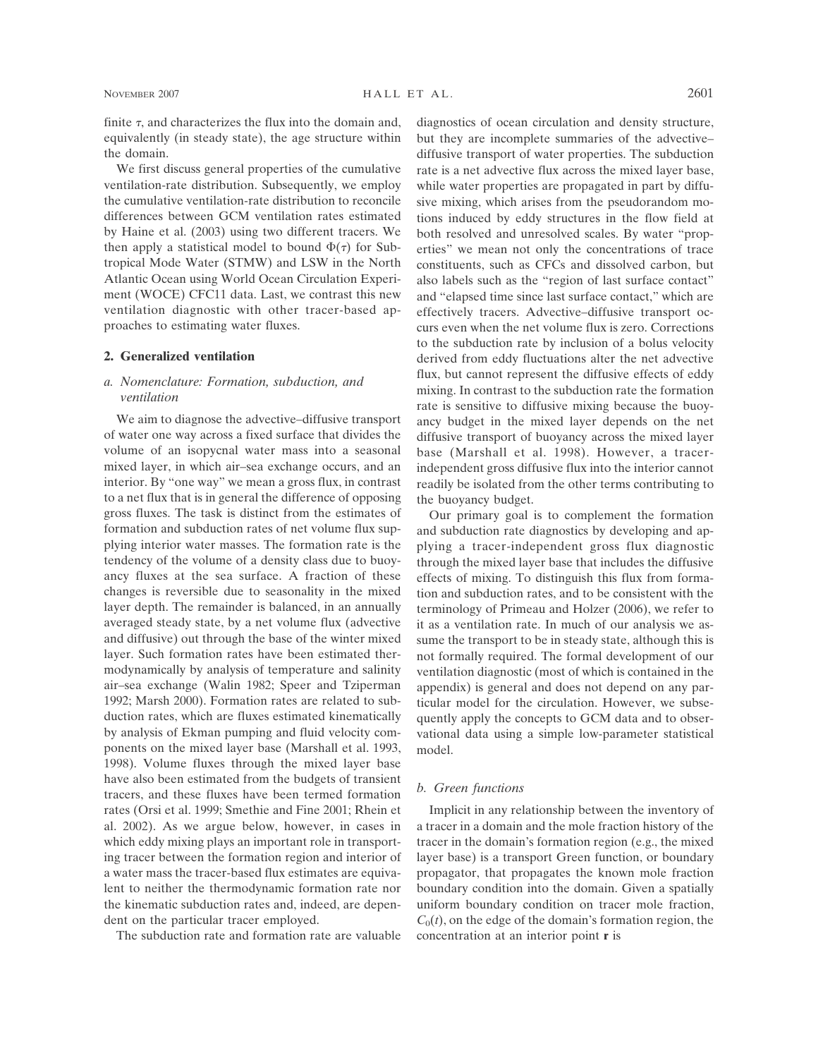finite $\tau$, and characterizes the flux into the domain and, equivalently (in steady state), the age structure within the domain.

We first discuss general properties of the cumulative ventilation-rate distribution. Subsequently, we employ the cumulative ventilation-rate distribution to reconcile differences between GCM ventilation rates estimated by Haine et al. (2003) using two different tracers. We then apply a statistical model to bound $\Phi(\tau)$ for Subtropical Mode Water (STMW) and LSW in the North Atlantic Ocean using World Ocean Circulation Experiment (WOCE) CFC11 data. Last, we contrast this new ventilation diagnostic with other tracer-based approaches to estimating water fluxes.

## 2. Generalized ventilation

### a. Nomenclature: Formation, subduction, and ventilation

We aim to diagnose the advective–diffusive transport of water one way across a fixed surface that divides the volume of an isopycnal water mass into a seasonal mixed layer, in which air–sea exchange occurs, and an interior. By "one way" we mean a gross flux, in contrast to a net flux that is in general the difference of opposing gross fluxes. The task is distinct from the estimates of formation and subduction rates of net volume flux supplying interior water masses. The formation rate is the tendency of the volume of a density class due to buoyancy fluxes at the sea surface. A fraction of these changes is reversible due to seasonality in the mixed layer depth. The remainder is balanced, in an annually averaged steady state, by a net volume flux (advective and diffusive) out through the base of the winter mixed layer. Such formation rates have been estimated thermodynamically by analysis of temperature and salinity air–sea exchange (Walin 1982; Speer and Tziperman 1992; Marsh 2000). Formation rates are related to subduction rates, which are fluxes estimated kinematically by analysis of Ekman pumping and fluid velocity components on the mixed layer base (Marshall et al. 1993, 1998). Volume fluxes through the mixed layer base have also been estimated from the budgets of transient tracers, and these fluxes have been termed formation rates (Orsi et al. 1999; Smethie and Fine 2001; Rhein et al. 2002). As we argue below, however, in cases in which eddy mixing plays an important role in transporting tracer between the formation region and interior of a water mass the tracer-based flux estimates are equivalent to neither the thermodynamic formation rate nor the kinematic subduction rates and, indeed, are dependent on the particular tracer employed.

The subduction rate and formation rate are valuable diagnostics of ocean circulation and density structure, but they are incomplete summaries of the advective–diffusive transport of water properties. The subduction rate is a net advective flux across the mixed layer base, while water properties are propagated in part by diffusive mixing, which arises from the pseudorandom motions induced by eddy structures in the flow field at both resolved and unresolved scales. By water "properties" we mean not only the concentrations of trace constituents, such as CFCs and dissolved carbon, but also labels such as the "region of last surface contact" and "elapsed time since last surface contact," which are effectively tracers. Advective–diffusive transport occurs even when the net volume flux is zero. Corrections to the subduction rate by inclusion of a bolus velocity derived from eddy fluctuations alter the net advective flux, but cannot represent the diffusive effects of eddy mixing. In contrast to the subduction rate the formation rate is sensitive to diffusive mixing because the buoyancy budget in the mixed layer depends on the net diffusive transport of buoyancy across the mixed layer base (Marshall et al. 1998). However, a tracer-independent gross diffusive flux into the interior cannot readily be isolated from the other terms contributing to the buoyancy budget.

Our primary goal is to complement the formation and subduction rate diagnostics by developing and applying a tracer-independent gross flux diagnostic through the mixed layer base that includes the diffusive effects of mixing. To distinguish this flux from formation and subduction rates, and to be consistent with the terminology of Primeau and Holzer (2006), we refer to it as a ventilation rate. In much of our analysis we assume the transport to be in steady state, although this is not formally required. The formal development of our ventilation diagnostic (most of which is contained in the appendix) is general and does not depend on any particular model for the circulation. However, we subsequently apply the concepts to GCM data and to observational data using a simple low-parameter statistical model.

### b. Green functions

Implicit in any relationship between the inventory of a tracer in a domain and the mole fraction history of the tracer in the domain's formation region (e.g., the mixed layer base) is a transport Green function, or boundary propagator, that propagates the known mole fraction boundary condition into the domain. Given a spatially uniform boundary condition on tracer mole fraction, $C_0(t)$, on the edge of the domain's formation region, the concentration at an interior point $\mathbf{r}$ is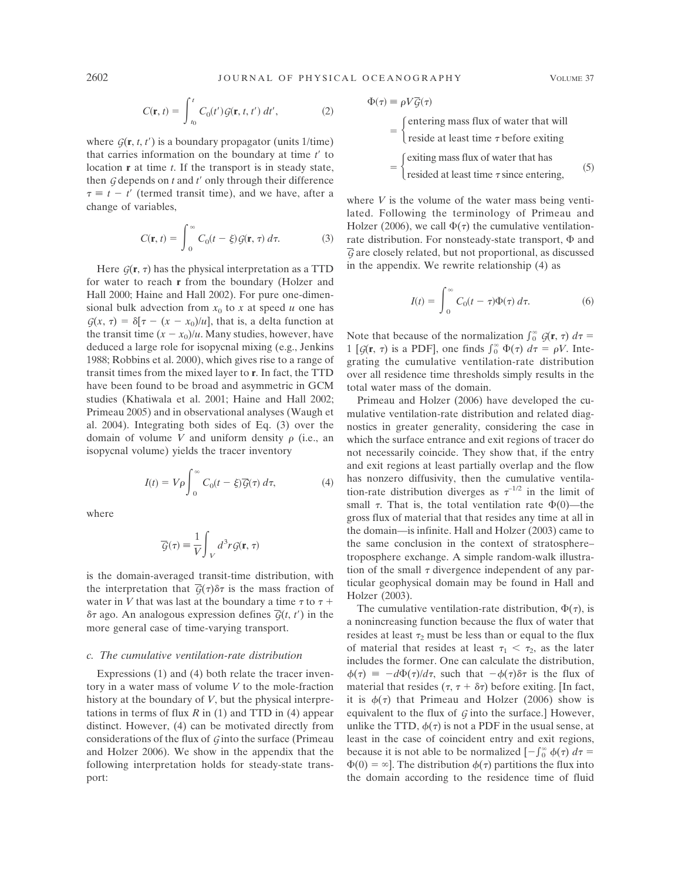$$C(\mathbf{r}, t) = \int_{t_0}^{t} C_0(t')\mathcal{G}(\mathbf{r}, t, t')\, dt', \tag{2}$$

where $\mathcal{G}(\mathbf{r}, t, t')$ is a boundary propagator (units 1/time) that carries information on the boundary at time $t'$ to location $\mathbf{r}$ at time $t$. If the transport is in steady state, then $\mathcal{G}$ depends on $t$ and $t'$ only through their difference $\tau \equiv t - t'$ (termed transit time), and we have, after a change of variables,

$$C(\mathbf{r}, t) = \int_{0}^{\infty} C_0(t - \xi)\mathcal{G}(\mathbf{r}, \tau)\, d\tau. \tag{3}$$

Here $\mathcal{G}(\mathbf{r}, \tau)$ has the physical interpretation as a TTD for water to reach $\mathbf{r}$ from the boundary (Holzer and Hall 2000; Haine and Hall 2002). For pure one-dimensional bulk advection from $x_0$ to $x$ at speed $u$ one has $\mathcal{G}(x, \tau) = \delta[\tau - (x - x_0)/u]$, that is, a delta function at the transit time $(x - x_0)/u$. Many studies, however, have deduced a large role for isopycnal mixing (e.g., Jenkins 1988; Robbins et al. 2000), which gives rise to a range of transit times from the mixed layer to $\mathbf{r}$. In fact, the TTD have been found to be broad and asymmetric in GCM studies (Khatiwala et al. 2001; Haine and Hall 2002; Primeau 2005) and in observational analyses (Waugh et al. 2004). Integrating both sides of Eq. (3) over the domain of volume $V$ and uniform density $\rho$ (i.e., an isopycnal volume) yields the tracer inventory

$$I(t) = V\rho \int_{0}^{\infty} C_0(t - \xi)\overline{\mathcal{G}}(\tau)\, d\tau, \tag{4}$$

where

$$\overline{\mathcal{G}}(\tau) \equiv \frac{1}{V}\int_V d^3r\, \mathcal{G}(\mathbf{r}, \tau)$$

is the domain-averaged transit-time distribution, with the interpretation that $\overline{\mathcal{G}}(\tau)\delta\tau$ is the mass fraction of water in $V$ that was last at the boundary a time $\tau$ to $\tau + \delta\tau$ ago. An analogous expression defines $\overline{\mathcal{G}}(t, t')$ in the more general case of time-varying transport.

### c. The cumulative ventilation-rate distribution

Expressions (1) and (4) both relate the tracer inventory in a water mass of volume $V$ to the mole-fraction history at the boundary of $V$, but the physical interpretations in terms of flux $R$ in (1) and TTD in (4) appear distinct. However, (4) can be motivated directly from considerations of the flux of $\mathcal{G}$ into the surface (Primeau and Holzer 2006). We show in the appendix that the following interpretation holds for steady-state transport:

$$\begin{aligned}
\Phi(\tau) &\equiv \rho V \overline{\mathcal{G}}(\tau) \\
&= \begin{cases} \text{entering mass flux of water that will} \\ \text{reside at least time } \tau \text{ before exiting} \end{cases} \\
&= \begin{cases} \text{exiting mass flux of water that has} \\ \text{resided at least time } \tau \text{ since entering,} \end{cases}
\end{aligned} \tag{5}$$

where $V$ is the volume of the water mass being ventilated. Following the terminology of Primeau and Holzer (2006), we call $\Phi(\tau)$ the cumulative ventilation-rate distribution. For nonsteady-state transport, $\Phi$ and $\overline{\mathcal{G}}$ are closely related, but not proportional, as discussed in the appendix. We rewrite relationship (4) as

$$I(t) = \int_{0}^{\infty} C_0(t - \tau)\Phi(\tau)\, d\tau. \tag{6}$$

Note that because of the normalization $\int_0^\infty \mathcal{G}(\mathbf{r}, \tau)\, d\tau = 1$ [$\mathcal{G}(\mathbf{r}, \tau)$ is a PDF], one finds $\int_0^\infty \Phi(\tau)\, d\tau = \rho V$. Integrating the cumulative ventilation-rate distribution over all residence time thresholds simply results in the total water mass of the domain.

Primeau and Holzer (2006) have developed the cumulative ventilation-rate distribution and related diagnostics in greater generality, considering the case in which the surface entrance and exit regions of tracer do not necessarily coincide. They show that, if the entry and exit regions at least partially overlap and the flow has nonzero diffusivity, then the cumulative ventilation-rate distribution diverges as $\tau^{-1/2}$ in the limit of small $\tau$. That is, the total ventilation rate $\Phi(0)$—the gross flux of material that that resides any time at all in the domain—is infinite. Hall and Holzer (2003) came to the same conclusion in the context of stratosphere–troposphere exchange. A simple random-walk illustration of the small $\tau$ divergence independent of any particular geophysical domain may be found in Hall and Holzer (2003).

The cumulative ventilation-rate distribution, $\Phi(\tau)$, is a nonincreasing function because the flux of water that resides at least $\tau_2$ must be less than or equal to the flux of material that resides at least $\tau_1 < \tau_2$, as the later includes the former. One can calculate the distribution, $\phi(\tau) \equiv -d\Phi(\tau)/d\tau$, such that $-\phi(\tau)\delta\tau$ is the flux of material that resides $(\tau, \tau + \delta\tau)$ before exiting. [In fact, it is $\phi(\tau)$ that Primeau and Holzer (2006) show is equivalent to the flux of $\mathcal{G}$ into the surface.] However, unlike the TTD, $\phi(\tau)$ is not a PDF in the usual sense, at least in the case of coincident entry and exit regions, because it is not able to be normalized $[-\int_0^\infty \phi(\tau)\, d\tau = \Phi(0) = \infty]$. The distribution $\phi(\tau)$ partitions the flux into the domain according to the residence time of fluid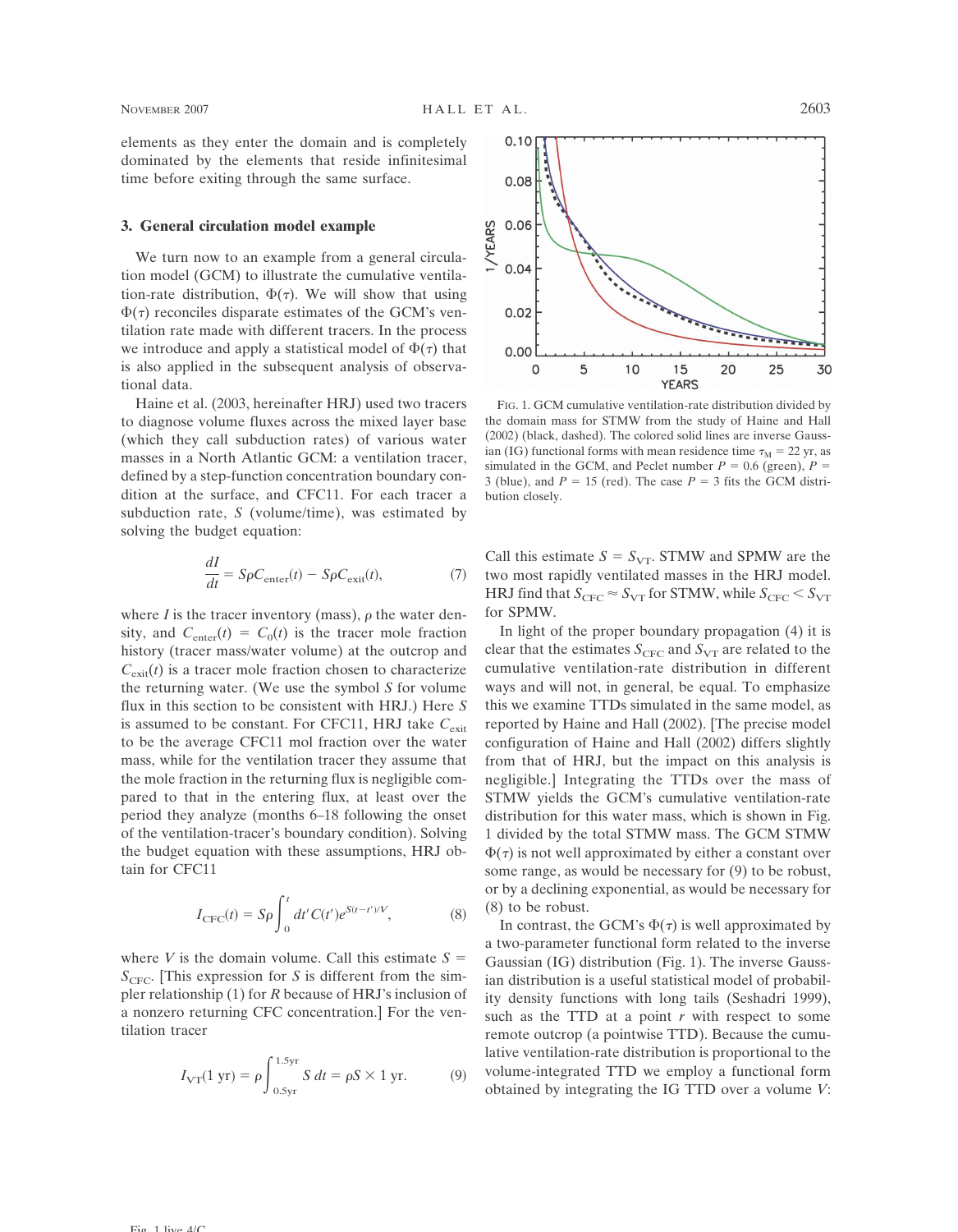elements as they enter the domain and is completely dominated by the elements that reside infinitesimal time before exiting through the same surface.

## 3. General circulation model example

We turn now to an example from a general circulation model (GCM) to illustrate the cumulative ventilation-rate distribution, $\Phi(\tau)$. We will show that using $\Phi(\tau)$ reconciles disparate estimates of the GCM's ventilation rate made with different tracers. In the process we introduce and apply a statistical model of $\Phi(\tau)$ that is also applied in the subsequent analysis of observational data.

Haine et al. (2003, hereinafter HRJ) used two tracers to diagnose volume fluxes across the mixed layer base (which they call subduction rates) of various water masses in a North Atlantic GCM: a ventilation tracer, defined by a step-function concentration boundary condition at the surface, and CFC11. For each tracer a subduction rate, $S$ (volume/time), was estimated by solving the budget equation:

$$\frac{dI}{dt} = S\rho C_{\text{enter}}(t) - S\rho C_{\text{exit}}(t), \tag{7}$$

where $I$ is the tracer inventory (mass), $\rho$ the water density, and $C_{\text{enter}}(t) = C_0(t)$ is the tracer mole fraction history (tracer mass/water volume) at the outcrop and $C_{\text{exit}}(t)$ is a tracer mole fraction chosen to characterize the returning water. (We use the symbol $S$ for volume flux in this section to be consistent with HRJ.) Here $S$ is assumed to be constant. For CFC11, HRJ take $C_{\text{exit}}$ to be the average CFC11 mol fraction over the water mass, while for the ventilation tracer they assume that the mole fraction in the returning flux is negligible compared to that in the entering flux, at least over the period they analyze (months 6–18 following the onset of the ventilation-tracer's boundary condition). Solving the budget equation with these assumptions, HRJ obtain for CFC11

$$I_{\text{CFC}}(t) = S\rho \int_0^t dt' C(t') e^{S(t-t')/V}, \tag{8}$$

where $V$ is the domain volume. Call this estimate $S = S_{\text{CFC}}$. [This expression for $S$ is different from the simpler relationship (1) for $R$ because of HRJ's inclusion of a nonzero returning CFC concentration.] For the ventilation tracer

$$I_{\text{VT}}(1\text{ yr}) = \rho \int_{0.5\text{yr}}^{1.5\text{yr}} S\, dt = \rho S \times 1\text{ yr}. \tag{9}$$

FIG. 1. GCM cumulative ventilation-rate distribution divided by the domain mass for STMW from the study of Haine and Hall (2002) (black, dashed). The colored solid lines are inverse Gaussian (IG) functional forms with mean residence time $\tau_M = 22$ yr, as simulated in the GCM, and Peclet number $P = 0.6$ (green), $P = 3$ (blue), and $P = 15$ (red). The case $P = 3$ fits the GCM distribution closely.

Call this estimate $S = S_{\text{VT}}$. STMW and SPMW are the two most rapidly ventilated masses in the HRJ model. HRJ find that $S_{\text{CFC}} \approx S_{\text{VT}}$ for STMW, while $S_{\text{CFC}} < S_{\text{VT}}$ for SPMW.

In light of the proper boundary propagation (4) it is clear that the estimates $S_{\text{CFC}}$ and $S_{\text{VT}}$ are related to the cumulative ventilation-rate distribution in different ways and will not, in general, be equal. To emphasize this we examine TTDs simulated in the same model, as reported by Haine and Hall (2002). [The precise model configuration of Haine and Hall (2002) differs slightly from that of HRJ, but the impact on this analysis is negligible.] Integrating the TTDs over the mass of STMW yields the GCM's cumulative ventilation-rate distribution for this water mass, which is shown in Fig. 1 divided by the total STMW mass. The GCM STMW $\Phi(\tau)$ is not well approximated by either a constant over some range, as would be necessary for (9) to be robust, or by a declining exponential, as would be necessary for (8) to be robust.

In contrast, the GCM's $\Phi(\tau)$ is well approximated by a two-parameter functional form related to the inverse Gaussian (IG) distribution (Fig. 1). The inverse Gaussian distribution is a useful statistical model of probability density functions with long tails (Seshadri 1999), such as the TTD at a point $r$ with respect to some remote outcrop (a pointwise TTD). Because the cumulative ventilation-rate distribution is proportional to the volume-integrated TTD we employ a functional form obtained by integrating the IG TTD over a volume $V$: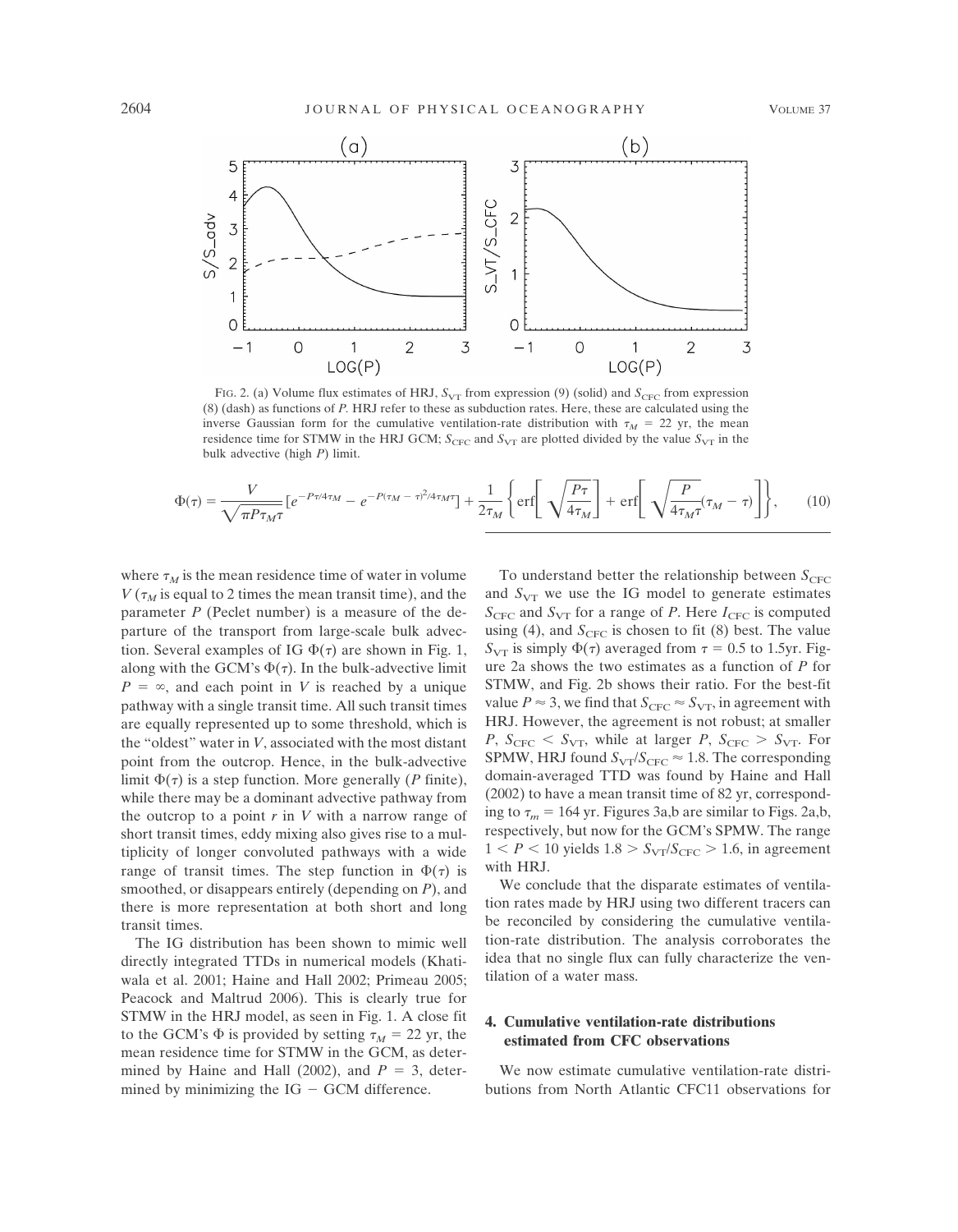FIG. 2. (a) Volume flux estimates of HRJ, $S_{VT}$ from expression (9) (solid) and $S_{CFC}$ from expression (8) (dash) as functions of $P$. HRJ refer to these as subduction rates. Here, these are calculated using the inverse Gaussian form for the cumulative ventilation-rate distribution with $\tau_M = 22$ yr, the mean residence time for STMW in the HRJ GCM; $S_{CFC}$ and $S_{VT}$ are plotted divided by the value $S_{VT}$ in the bulk advective (high $P$) limit.

$$\Phi(\tau) = \frac{V}{\sqrt{\pi P \tau_M \tau}}\left[e^{-P\tau/4\tau_M} - e^{-P(\tau_M - \tau)^2/4\tau_M \tau}\right] + \frac{1}{2\tau_M}\left\{\mathrm{erf}\left[\sqrt{\frac{P\tau}{4\tau_M}}\right] + \mathrm{erf}\left[\sqrt{\frac{P}{4\tau_M \tau}}(\tau_M - \tau)\right]\right\}, \qquad (10)$$

where $\tau_M$ is the mean residence time of water in volume $V$ ($\tau_M$ is equal to 2 times the mean transit time), and the parameter $P$ (Peclet number) is a measure of the departure of the transport from large-scale bulk advection. Several examples of IG $\Phi(\tau)$ are shown in Fig. 1, along with the GCM's $\Phi(\tau)$. In the bulk-advective limit $P = \infty$, and each point in $V$ is reached by a unique pathway with a single transit time. All such transit times are equally represented up to some threshold, which is the "oldest" water in $V$, associated with the most distant point from the outcrop. Hence, in the bulk-advective limit $\Phi(\tau)$ is a step function. More generally ($P$ finite), while there may be a dominant advective pathway from the outcrop to a point $r$ in $V$ with a narrow range of short transit times, eddy mixing also gives rise to a multiplicity of longer convoluted pathways with a wide range of transit times. The step function in $\Phi(\tau)$ is smoothed, or disappears entirely (depending on $P$), and there is more representation at both short and long transit times.

The IG distribution has been shown to mimic well directly integrated TTDs in numerical models (Khatiwala et al. 2001; Haine and Hall 2002; Primeau 2005; Peacock and Maltrud 2006). This is clearly true for STMW in the HRJ model, as seen in Fig. 1. A close fit to the GCM's $\Phi$ is provided by setting $\tau_M = 22$ yr, the mean residence time for STMW in the GCM, as determined by Haine and Hall (2002), and $P = 3$, determined by minimizing the IG − GCM difference.

To understand better the relationship between $S_{CFC}$ and $S_{VT}$ we use the IG model to generate estimates $S_{CFC}$ and $S_{VT}$ for a range of $P$. Here $I_{CFC}$ is computed using (4), and $S_{CFC}$ is chosen to fit (8) best. The value $S_{VT}$ is simply $\Phi(\tau)$ averaged from $\tau = 0.5$ to 1.5yr. Figure 2a shows the two estimates as a function of $P$ for STMW, and Fig. 2b shows their ratio. For the best-fit value $P \approx 3$, we find that $S_{CFC} \approx S_{VT}$, in agreement with HRJ. However, the agreement is not robust; at smaller $P$, $S_{CFC} < S_{VT}$, while at larger $P$, $S_{CFC} > S_{VT}$. For SPMW, HRJ found $S_{VT}/S_{CFC} \approx 1.8$. The corresponding domain-averaged TTD was found by Haine and Hall (2002) to have a mean transit time of 82 yr, corresponding to $\tau_m = 164$ yr. Figures 3a,b are similar to Figs. 2a,b, respectively, but now for the GCM's SPMW. The range $1 < P < 10$ yields $1.8 > S_{VT}/S_{CFC} > 1.6$, in agreement with HRJ.

We conclude that the disparate estimates of ventilation rates made by HRJ using two different tracers can be reconciled by considering the cumulative ventilation-rate distribution. The analysis corroborates the idea that no single flux can fully characterize the ventilation of a water mass.

## 4. Cumulative ventilation-rate distributions estimated from CFC observations

We now estimate cumulative ventilation-rate distributions from North Atlantic CFC11 observations for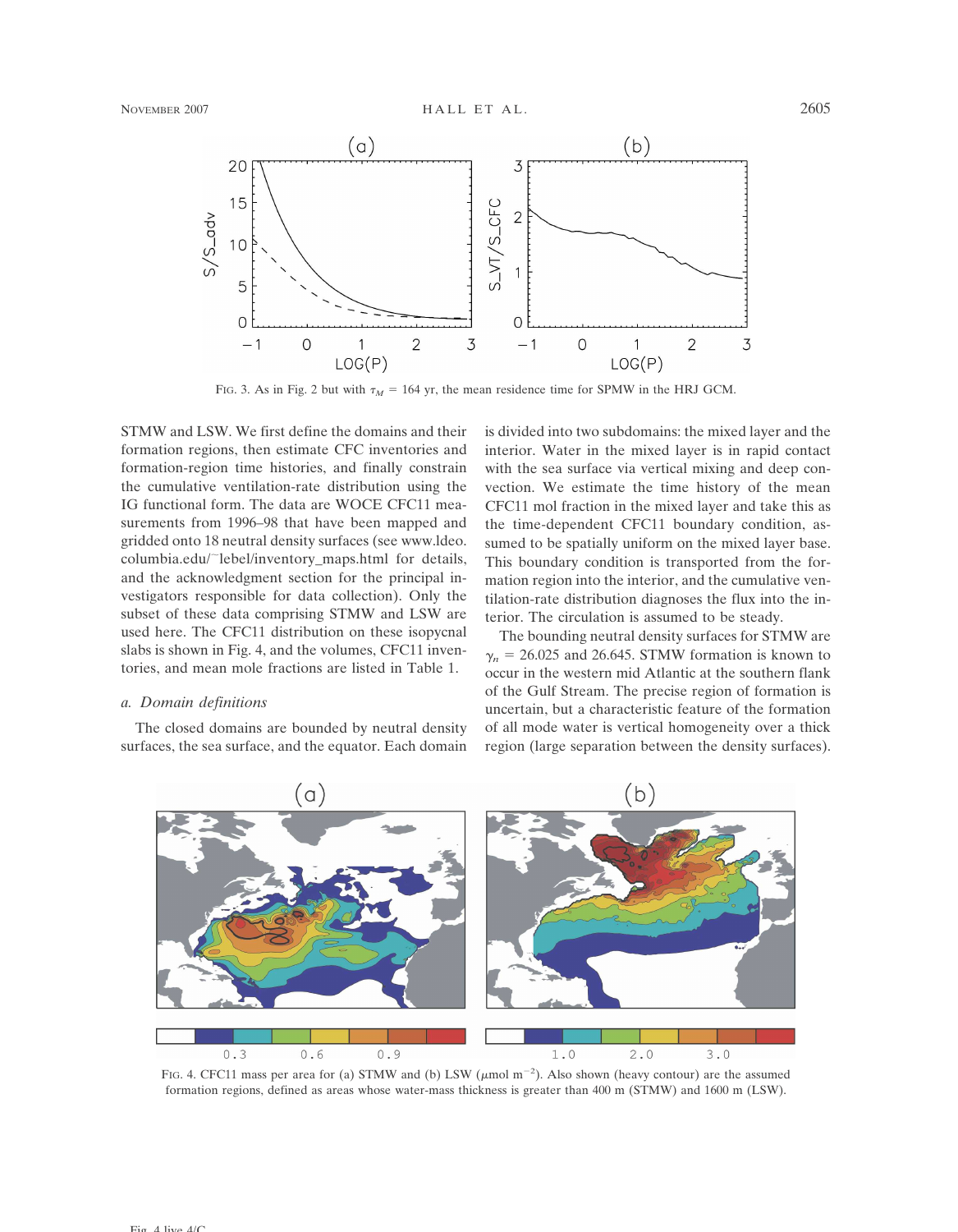FIG. 3. As in Fig. 2 but with $\tau_M$ = 164 yr, the mean residence time for SPMW in the HRJ GCM.

STMW and LSW. We first define the domains and their formation regions, then estimate CFC inventories and formation-region time histories, and finally constrain the cumulative ventilation-rate distribution using the IG functional form. The data are WOCE CFC11 measurements from 1996–98 that have been mapped and gridded onto 18 neutral density surfaces (see www.ldeo.columbia.edu/~lebel/inventory_maps.html for details, and the acknowledgment section for the principal investigators responsible for data collection). Only the subset of these data comprising STMW and LSW are used here. The CFC11 distribution on these isopycnal slabs is shown in Fig. 4, and the volumes, CFC11 inventories, and mean mole fractions are listed in Table 1.

### a. Domain definitions

The closed domains are bounded by neutral density surfaces, the sea surface, and the equator. Each domain is divided into two subdomains: the mixed layer and the interior. Water in the mixed layer is in rapid contact with the sea surface via vertical mixing and deep convection. We estimate the time history of the mean CFC11 mol fraction in the mixed layer and take this as the time-dependent CFC11 boundary condition, assumed to be spatially uniform on the mixed layer base. This boundary condition is transported from the formation region into the interior, and the cumulative ventilation-rate distribution diagnoses the flux into the interior. The circulation is assumed to be steady.

The bounding neutral density surfaces for STMW are $\gamma_n$ = 26.025 and 26.645. STMW formation is known to occur in the western mid Atlantic at the southern flank of the Gulf Stream. The precise region of formation is uncertain, but a characteristic feature of the formation of all mode water is vertical homogeneity over a thick region (large separation between the density surfaces).

FIG. 4. CFC11 mass per area for (a) STMW and (b) LSW ($\mu$mol m$^{-2}$). Also shown (heavy contour) are the assumed formation regions, defined as areas whose water-mass thickness is greater than 400 m (STMW) and 1600 m (LSW).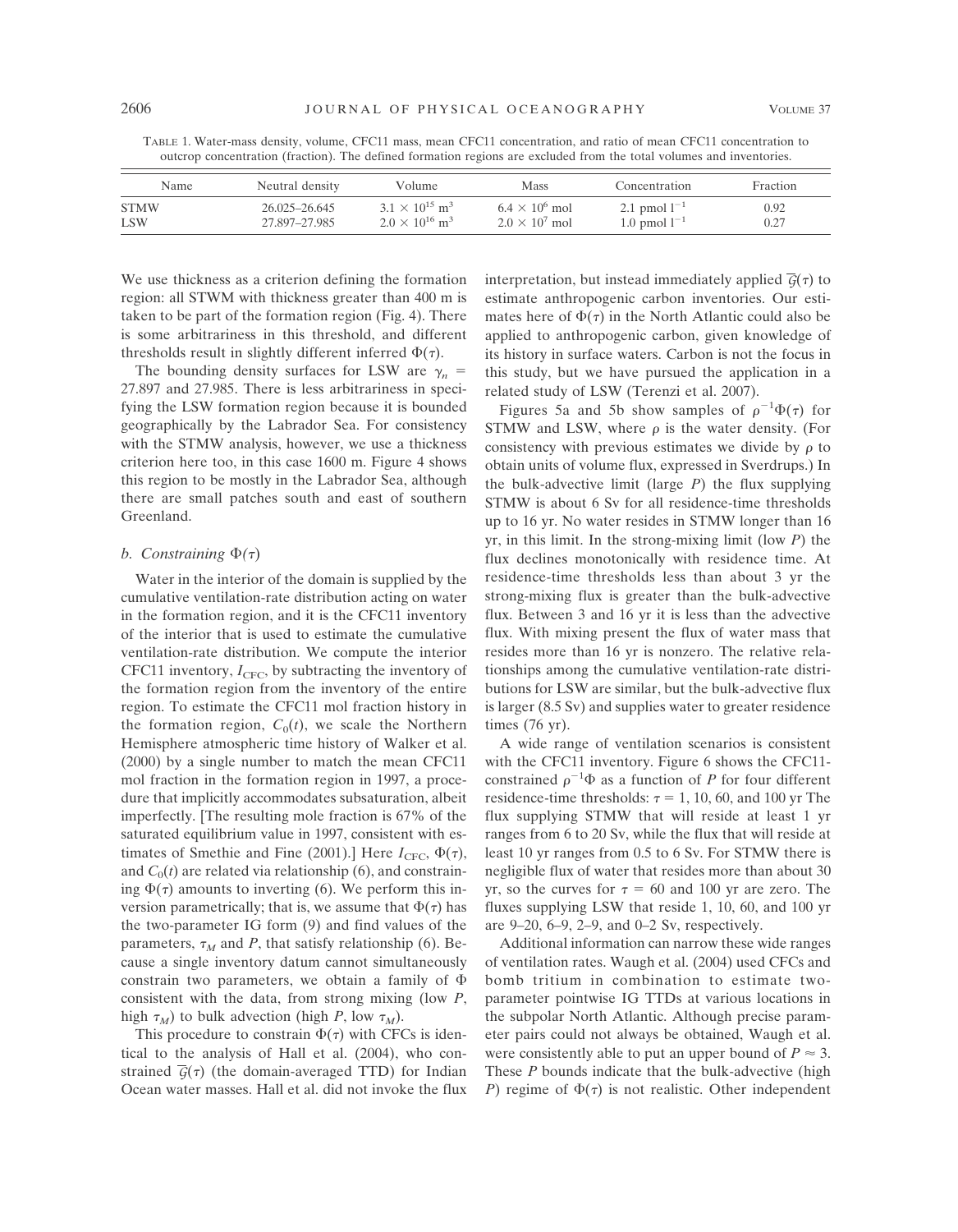TABLE 1. Water-mass density, volume, CFC11 mass, mean CFC11 concentration, and ratio of mean CFC11 concentration to outcrop concentration (fraction). The defined formation regions are excluded from the total volumes and inventories.

| Name | Neutral density | Volume | Mass | Concentration | Fraction |
|---|---|---|---|---|---|
| STMW | 26.025–26.645 | $3.1 \times 10^{15}$ m$^3$ | $6.4 \times 10^6$ mol | 2.1 pmol l$^{-1}$ | 0.92 |
| LSW | 27.897–27.985 | $2.0 \times 10^{16}$ m$^3$ | $2.0 \times 10^7$ mol | 1.0 pmol l$^{-1}$ | 0.27 |

We use thickness as a criterion defining the formation region: all STWM with thickness greater than 400 m is taken to be part of the formation region (Fig. 4). There is some arbitrariness in this threshold, and different thresholds result in slightly different inferred $\Phi(\tau)$.

The bounding density surfaces for LSW are $\gamma_n$ = 27.897 and 27.985. There is less arbitrariness in specifying the LSW formation region because it is bounded geographically by the Labrador Sea. For consistency with the STMW analysis, however, we use a thickness criterion here too, in this case 1600 m. Figure 4 shows this region to be mostly in the Labrador Sea, although there are small patches south and east of southern Greenland.

### b. Constraining $\Phi(\tau)$

Water in the interior of the domain is supplied by the cumulative ventilation-rate distribution acting on water in the formation region, and it is the CFC11 inventory of the interior that is used to estimate the cumulative ventilation-rate distribution. We compute the interior CFC11 inventory, $I_{\mathrm{CFC}}$, by subtracting the inventory of the formation region from the inventory of the entire region. To estimate the CFC11 mol fraction history in the formation region, $C_0(t)$, we scale the Northern Hemisphere atmospheric time history of Walker et al. (2000) by a single number to match the mean CFC11 mol fraction in the formation region in 1997, a procedure that implicitly accommodates subsaturation, albeit imperfectly. [The resulting mole fraction is 67% of the saturated equilibrium value in 1997, consistent with estimates of Smethie and Fine (2001).] Here $I_{\mathrm{CFC}}$, $\Phi(\tau)$, and $C_0(t)$ are related via relationship (6), and constraining $\Phi(\tau)$ amounts to inverting (6). We perform this inversion parametrically; that is, we assume that $\Phi(\tau)$ has the two-parameter IG form (9) and find values of the parameters, $\tau_M$ and $P$, that satisfy relationship (6). Because a single inventory datum cannot simultaneously constrain two parameters, we obtain a family of $\Phi$ consistent with the data, from strong mixing (low $P$, high $\tau_M$) to bulk advection (high $P$, low $\tau_M$).

This procedure to constrain $\Phi(\tau)$ with CFCs is identical to the analysis of Hall et al. (2004), who constrained $\overline{\mathcal{G}}(\tau)$ (the domain-averaged TTD) for Indian Ocean water masses. Hall et al. did not invoke the flux interpretation, but instead immediately applied $\overline{\mathcal{G}}(\tau)$ to estimate anthropogenic carbon inventories. Our estimates here of $\Phi(\tau)$ in the North Atlantic could also be applied to anthropogenic carbon, given knowledge of its history in surface waters. Carbon is not the focus in this study, but we have pursued the application in a related study of LSW (Terenzi et al. 2007).

Figures 5a and 5b show samples of $\rho^{-1}\Phi(\tau)$ for STMW and LSW, where $\rho$ is the water density. (For consistency with previous estimates we divide by $\rho$ to obtain units of volume flux, expressed in Sverdrups.) In the bulk-advective limit (large $P$) the flux supplying STMW is about 6 Sv for all residence-time thresholds up to 16 yr. No water resides in STMW longer than 16 yr, in this limit. In the strong-mixing limit (low $P$) the flux declines monotonically with residence time. At residence-time thresholds less than about 3 yr the strong-mixing flux is greater than the bulk-advective flux. Between 3 and 16 yr it is less than the advective flux. With mixing present the flux of water mass that resides more than 16 yr is nonzero. The relative relationships among the cumulative ventilation-rate distributions for LSW are similar, but the bulk-advective flux is larger (8.5 Sv) and supplies water to greater residence times (76 yr).

A wide range of ventilation scenarios is consistent with the CFC11 inventory. Figure 6 shows the CFC11-constrained $\rho^{-1}\Phi$ as a function of $P$ for four different residence-time thresholds: $\tau$ = 1, 10, 60, and 100 yr The flux supplying STMW that will reside at least 1 yr ranges from 6 to 20 Sv, while the flux that will reside at least 10 yr ranges from 0.5 to 6 Sv. For STMW there is negligible flux of water that resides more than about 30 yr, so the curves for $\tau$ = 60 and 100 yr are zero. The fluxes supplying LSW that reside 1, 10, 60, and 100 yr are 9–20, 6–9, 2–9, and 0–2 Sv, respectively.

Additional information can narrow these wide ranges of ventilation rates. Waugh et al. (2004) used CFCs and bomb tritium in combination to estimate two-parameter pointwise IG TTDs at various locations in the subpolar North Atlantic. Although precise parameter pairs could not always be obtained, Waugh et al. were consistently able to put an upper bound of $P \approx 3$. These $P$ bounds indicate that the bulk-advective (high $P$) regime of $\Phi(\tau)$ is not realistic. Other independent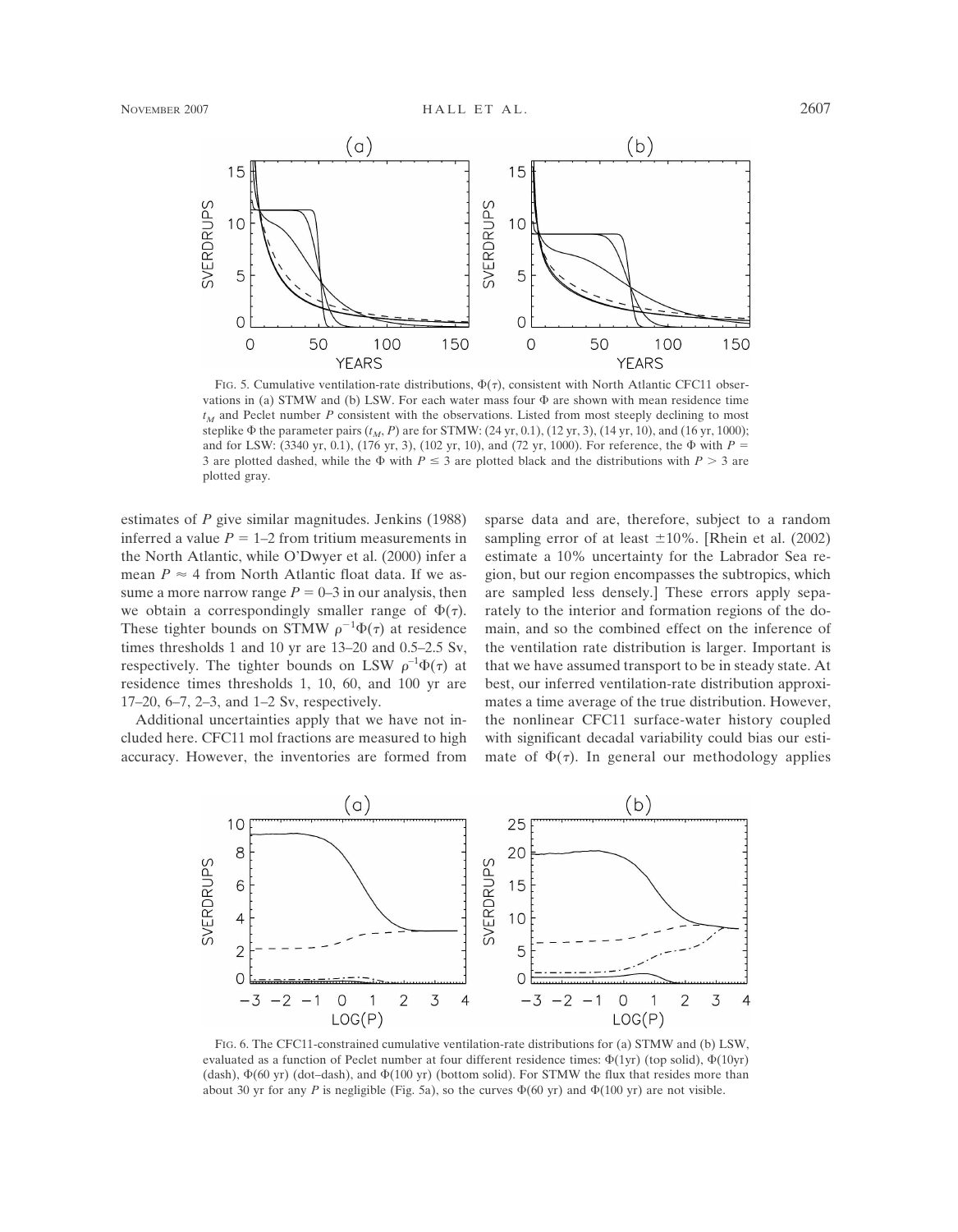FIG. 5. Cumulative ventilation-rate distributions, $\Phi(\tau)$, consistent with North Atlantic CFC11 observations in (a) STMW and (b) LSW. For each water mass four $\Phi$ are shown with mean residence time $t_M$ and Peclet number $P$ consistent with the observations. Listed from most steeply declining to most steplike $\Phi$ the parameter pairs ($t_M$, $P$) are for STMW: (24 yr, 0.1), (12 yr, 3), (14 yr, 10), and (16 yr, 1000); and for LSW: (3340 yr, 0.1), (176 yr, 3), (102 yr, 10), and (72 yr, 1000). For reference, the $\Phi$ with $P$ = 3 are plotted dashed, while the $\Phi$ with $P \leq 3$ are plotted black and the distributions with $P > 3$ are plotted gray.

estimates of $P$ give similar magnitudes. Jenkins (1988) inferred a value $P$ = 1–2 from tritium measurements in the North Atlantic, while O'Dwyer et al. (2000) infer a mean $P \approx 4$ from North Atlantic float data. If we assume a more narrow range $P$ = 0–3 in our analysis, then we obtain a correspondingly smaller range of $\Phi(\tau)$. These tighter bounds on STMW $\rho^{-1}\Phi(\tau)$ at residence times thresholds 1 and 10 yr are 13–20 and 0.5–2.5 Sv, respectively. The tighter bounds on LSW $\rho^{-1}\Phi(\tau)$ at residence times thresholds 1, 10, 60, and 100 yr are 17–20, 6–7, 2–3, and 1–2 Sv, respectively.

Additional uncertainties apply that we have not included here. CFC11 mol fractions are measured to high accuracy. However, the inventories are formed from sparse data and are, therefore, subject to a random sampling error of at least ±10%. [Rhein et al. (2002) estimate a 10% uncertainty for the Labrador Sea region, but our region encompasses the subtropics, which are sampled less densely.] These errors apply separately to the interior and formation regions of the domain, and so the combined effect on the inference of the ventilation rate distribution is larger. Important is that we have assumed transport to be in steady state. At best, our inferred ventilation-rate distribution approximates a time average of the true distribution. However, the nonlinear CFC11 surface-water history coupled with significant decadal variability could bias our estimate of $\Phi(\tau)$. In general our methodology applies

FIG. 6. The CFC11-constrained cumulative ventilation-rate distributions for (a) STMW and (b) LSW, evaluated as a function of Peclet number at four different residence times: $\Phi$(1yr) (top solid), $\Phi$(10yr) (dash), $\Phi$(60 yr) (dot–dash), and $\Phi$(100 yr) (bottom solid). For STMW the flux that resides more than about 30 yr for any $P$ is negligible (Fig. 5a), so the curves $\Phi$(60 yr) and $\Phi$(100 yr) are not visible.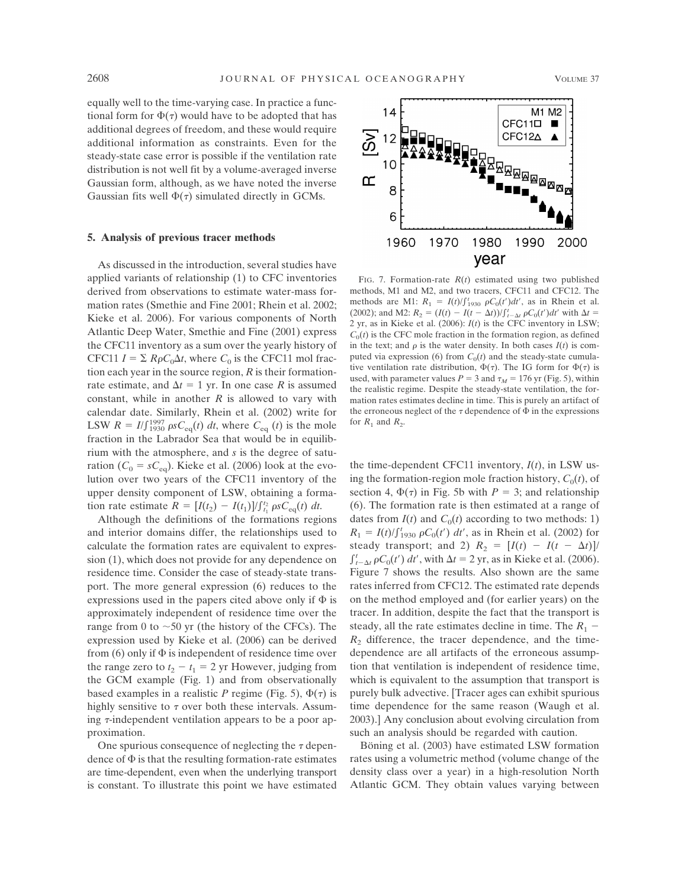equally well to the time-varying case. In practice a functional form for $\Phi(\tau)$ would have to be adopted that has additional degrees of freedom, and these would require additional information as constraints. Even for the steady-state case error is possible if the ventilation rate distribution is not well fit by a volume-averaged inverse Gaussian form, although, as we have noted the inverse Gaussian fits well $\Phi(\tau)$ simulated directly in GCMs.

## 5. Analysis of previous tracer methods

As discussed in the introduction, several studies have applied variants of relationship (1) to CFC inventories derived from observations to estimate water-mass formation rates (Smethie and Fine 2001; Rhein et al. 2002; Kieke et al. 2006). For various components of North Atlantic Deep Water, Smethie and Fine (2001) express the CFC11 inventory as a sum over the yearly history of CFC11 $I = \Sigma R\rho C_0 \Delta t$, where $C_0$ is the CFC11 mol fraction each year in the source region, $R$ is their formation-rate estimate, and $\Delta t = 1$ yr. In one case $R$ is assumed constant, while in another $R$ is allowed to vary with calendar date. Similarly, Rhein et al. (2002) write for LSW $R = I/\int_{1930}^{1997} \rho s C_{eq}(t)\, dt$, where $C_{eq}(t)$ is the mole fraction in the Labrador Sea that would be in equilibrium with the atmosphere, and $s$ is the degree of saturation ($C_0 = sC_{eq}$). Kieke et al. (2006) look at the evolution over two years of the CFC11 inventory of the upper density component of LSW, obtaining a formation rate estimate $R = [I(t_2) - I(t_1)]/\int_{t_1}^{t_2} \rho s C_{eq}(t)\, dt$.

Although the definitions of the formations regions and interior domains differ, the relationships used to calculate the formation rates are equivalent to expression (1), which does not provide for any dependence on residence time. Consider the case of steady-state transport. The more general expression (6) reduces to the expressions used in the papers cited above only if $\Phi$ is approximately independent of residence time over the range from 0 to ~50 yr (the history of the CFCs). The expression used by Kieke et al. (2006) can be derived from (6) only if $\Phi$ is independent of residence time over the range zero to $t_2 - t_1 = 2$ yr However, judging from the GCM example (Fig. 1) and from observationally based examples in a realistic $P$ regime (Fig. 5), $\Phi(\tau)$ is highly sensitive to $\tau$ over both these intervals. Assuming $\tau$-independent ventilation appears to be a poor approximation.

One spurious consequence of neglecting the $\tau$ dependence of $\Phi$ is that the resulting formation-rate estimates are time-dependent, even when the underlying transport is constant. To illustrate this point we have estimated the time-dependent CFC11 inventory, $I(t)$, in LSW using the formation-region mole fraction history, $C_0(t)$, of section 4, $\Phi(\tau)$ in Fig. 5b with $P = 3$; and relationship (6). The formation rate is then estimated at a range of dates from $I(t)$ and $C_0(t)$ according to two methods: 1) $R_1 = I(t)/\int_{1930}^{t} \rho C_0(t')\, dt'$, as in Rhein et al. (2002) for steady transport; and 2) $R_2 = [I(t) - I(t - \Delta t)]/\int_{t-\Delta t}^{t} \rho C_0(t')\, dt'$, with $\Delta t = 2$ yr, as in Kieke et al. (2006). Figure 7 shows the results. Also shown are the same rates inferred from CFC12. The estimated rate depends on the method employed and (for earlier years) on the tracer. In addition, despite the fact that the transport is steady, all the rate estimates decline in time. The $R_1 - R_2$ difference, the tracer dependence, and the time-dependence are all artifacts of the erroneous assumption that ventilation is independent of residence time, which is equivalent to the assumption that transport is purely bulk advective. [Tracer ages can exhibit spurious time dependence for the same reason (Waugh et al. 2003).] Any conclusion about evolving circulation from such an analysis should be regarded with caution.

FIG. 7. Formation-rate $R(t)$ estimated using two published methods, M1 and M2, and two tracers, CFC11 and CFC12. The methods are M1: $R_1 = I(t)/\int_{1930}^{t} \rho C_0(t')dt'$, as in Rhein et al. (2002); and M2: $R_2 = (I(t) - I(t - \Delta t))/\int_{t-\Delta t}^{t} \rho C_0(t')dt'$ with $\Delta t = 2$ yr, as in Kieke et al. (2006): $I(t)$ is the CFC inventory in LSW; $C_0(t)$ is the CFC mole fraction in the formation region, as defined in the text; and $\rho$ is the water density. In both cases $I(t)$ is computed via expression (6) from $C_0(t)$ and the steady-state cumulative ventilation rate distribution, $\Phi(\tau)$. The IG form for $\Phi(\tau)$ is used, with parameter values $P = 3$ and $\tau_M = 176$ yr (Fig. 5), within the realistic regime. Despite the steady-state ventilation, the formation rates estimates decline in time. This is purely an artifact of the erroneous neglect of the $\tau$ dependence of $\Phi$ in the expressions for $R_1$ and $R_2$.

Böning et al. (2003) have estimated LSW formation rates using a volumetric method (volume change of the density class over a year) in a high-resolution North Atlantic GCM. They obtain values varying between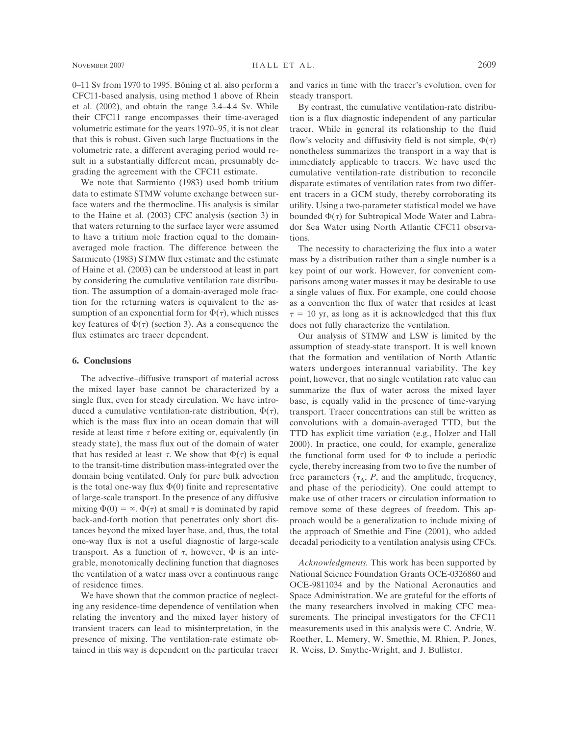0–11 Sv from 1970 to 1995. Böning et al. also perform a CFC11-based analysis, using method 1 above of Rhein et al. (2002), and obtain the range 3.4–4.4 Sv. While their CFC11 range encompasses their time-averaged volumetric estimate for the years 1970–95, it is not clear that this is robust. Given such large fluctuations in the volumetric rate, a different averaging period would result in a substantially different mean, presumably degrading the agreement with the CFC11 estimate.

We note that Sarmiento (1983) used bomb tritium data to estimate STMW volume exchange between surface waters and the thermocline. His analysis is similar to the Haine et al. (2003) CFC analysis (section 3) in that waters returning to the surface layer were assumed to have a tritium mole fraction equal to the domain-averaged mole fraction. The difference between the Sarmiento (1983) STMW flux estimate and the estimate of Haine et al. (2003) can be understood at least in part by considering the cumulative ventilation rate distribution. The assumption of a domain-averaged mole fraction for the returning waters is equivalent to the assumption of an exponential form for $\Phi(\tau)$, which misses key features of $\Phi(\tau)$ (section 3). As a consequence the flux estimates are tracer dependent.

## 6. Conclusions

The advective–diffusive transport of material across the mixed layer base cannot be characterized by a single flux, even for steady circulation. We have introduced a cumulative ventilation-rate distribution, $\Phi(\tau)$, which is the mass flux into an ocean domain that will reside at least time $\tau$ before exiting or, equivalently (in steady state), the mass flux out of the domain of water that has resided at least $\tau$. We show that $\Phi(\tau)$ is equal to the transit-time distribution mass-integrated over the domain being ventilated. Only for pure bulk advection is the total one-way flux $\Phi(0)$ finite and representative of large-scale transport. In the presence of any diffusive mixing $\Phi(0) = \infty$. $\Phi(\tau)$ at small $\tau$ is dominated by rapid back-and-forth motion that penetrates only short distances beyond the mixed layer base, and, thus, the total one-way flux is not a useful diagnostic of large-scale transport. As a function of $\tau$, however, $\Phi$ is an integrable, monotonically declining function that diagnoses the ventilation of a water mass over a continuous range of residence times.

We have shown that the common practice of neglecting any residence-time dependence of ventilation when relating the inventory and the mixed layer history of transient tracers can lead to misinterpretation, in the presence of mixing. The ventilation-rate estimate obtained in this way is dependent on the particular tracer and varies in time with the tracer's evolution, even for steady transport.

By contrast, the cumulative ventilation-rate distribution is a flux diagnostic independent of any particular tracer. While in general its relationship to the fluid flow's velocity and diffusivity field is not simple, $\Phi(\tau)$ nonetheless summarizes the transport in a way that is immediately applicable to tracers. We have used the cumulative ventilation-rate distribution to reconcile disparate estimates of ventilation rates from two different tracers in a GCM study, thereby corroborating its utility. Using a two-parameter statistical model we have bounded $\Phi(\tau)$ for Subtropical Mode Water and Labrador Sea Water using North Atlantic CFC11 observations.

The necessity to characterizing the flux into a water mass by a distribution rather than a single number is a key point of our work. However, for convenient comparisons among water masses it may be desirable to use a single values of flux. For example, one could choose as a convention the flux of water that resides at least $\tau = 10$ yr, as long as it is acknowledged that this flux does not fully characterize the ventilation.

Our analysis of STMW and LSW is limited by the assumption of steady-state transport. It is well known that the formation and ventilation of North Atlantic waters undergoes interannual variability. The key point, however, that no single ventilation rate value can summarize the flux of water across the mixed layer base, is equally valid in the presence of time-varying transport. Tracer concentrations can still be written as convolutions with a domain-averaged TTD, but the TTD has explicit time variation (e.g., Holzer and Hall 2000). In practice, one could, for example, generalize the functional form used for $\Phi$ to include a periodic cycle, thereby increasing from two to five the number of free parameters ($\tau_A$, $P$, and the amplitude, frequency, and phase of the periodicity). One could attempt to make use of other tracers or circulation information to remove some of these degrees of freedom. This approach would be a generalization to include mixing of the approach of Smethie and Fine (2001), who added decadal periodicity to a ventilation analysis using CFCs.

*Acknowledgments.* This work has been supported by National Science Foundation Grants OCE-0326860 and OCE-9811034 and by the National Aeronautics and Space Administration. We are grateful for the efforts of the many researchers involved in making CFC measurements. The principal investigators for the CFC11 measurements used in this analysis were C. Andrie, W. Roether, L. Memery, W. Smethie, M. Rhien, P. Jones, R. Weiss, D. Smythe-Wright, and J. Bullister.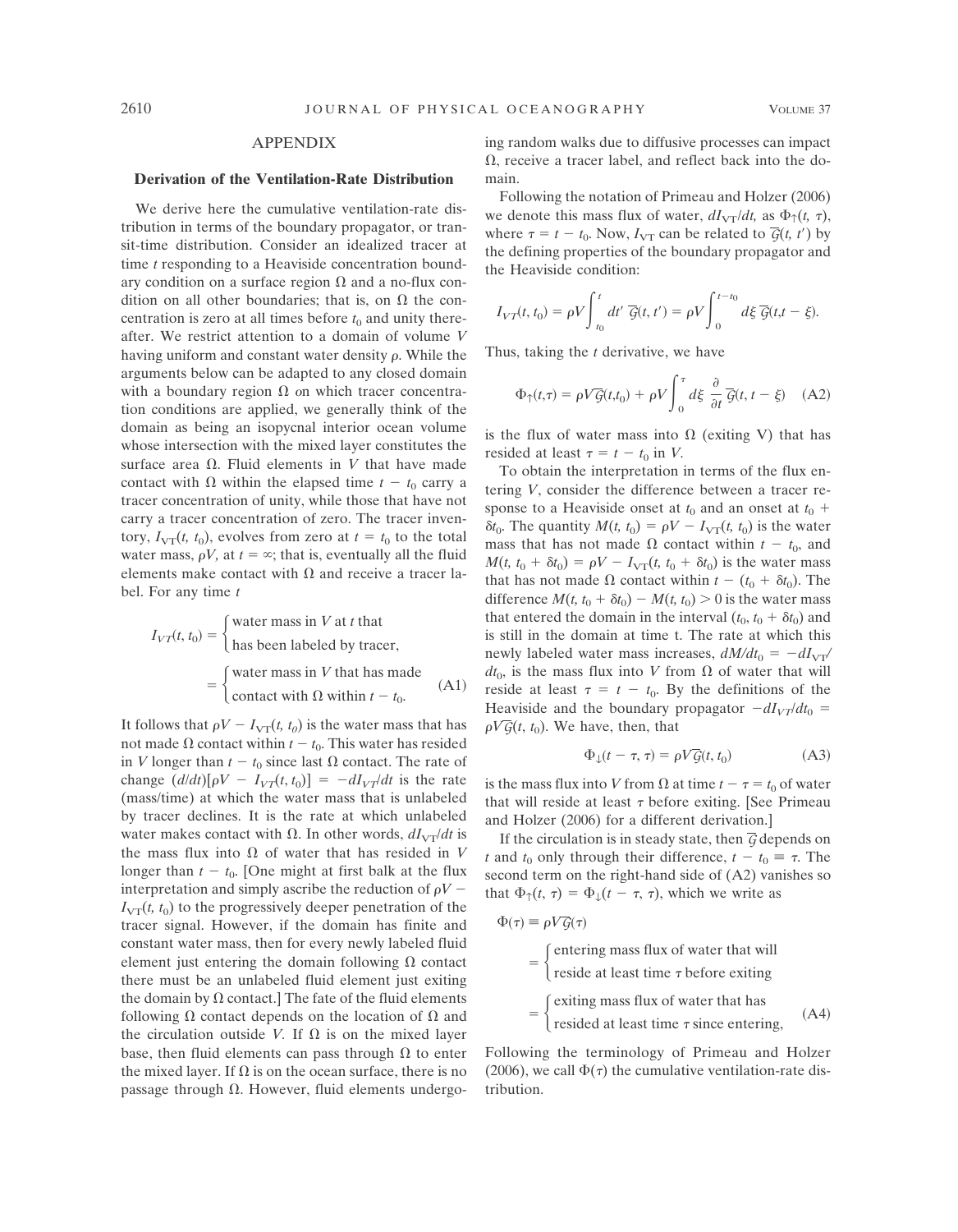# APPENDIX

## Derivation of the Ventilation-Rate Distribution

We derive here the cumulative ventilation-rate distribution in terms of the boundary propagator, or transit-time distribution. Consider an idealized tracer at time $t$ responding to a Heaviside concentration boundary condition on a surface region $\Omega$ and a no-flux condition on all other boundaries; that is, on $\Omega$ the concentration is zero at all times before $t_0$ and unity thereafter. We restrict attention to a domain of volume $V$ having uniform and constant water density $\rho$. While the arguments below can be adapted to any closed domain with a boundary region $\Omega$ on which tracer concentration conditions are applied, we generally think of the domain as being an isopycnal interior ocean volume whose intersection with the mixed layer constitutes the surface area $\Omega$. Fluid elements in $V$ that have made contact with $\Omega$ within the elapsed time $t - t_0$ carry a tracer concentration of unity, while those that have not carry a tracer concentration of zero. The tracer inventory, $I_{VT}(t, t_0)$, evolves from zero at $t = t_0$ to the total water mass, $\rho V$, at $t = \infty$; that is, eventually all the fluid elements make contact with $\Omega$ and receive a tracer label. For any time $t$

$$
\begin{aligned}
I_{VT}(t, t_0) &= \begin{cases} \text{water mass in } V \text{ at } t \text{ that} \\ \text{has been labeled by tracer,} \end{cases} \\
&= \begin{cases} \text{water mass in } V \text{ that has made} \\ \text{contact with } \Omega \text{ within } t - t_0. \end{cases}
\end{aligned}
\tag{A1}
$$

It follows that $\rho V - I_{VT}(t, t_0)$ is the water mass that has not made $\Omega$ contact within $t - t_0$. This water has resided in $V$ longer than $t - t_0$ since last $\Omega$ contact. The rate of change $(d/dt)[\rho V - I_{VT}(t, t_0)] = -dI_{VT}/dt$ is the rate (mass/time) at which the water mass that is unlabeled by tracer declines. It is the rate at which unlabeled water makes contact with $\Omega$. In other words, $dI_{VT}/dt$ is the mass flux into $\Omega$ of water that has resided in $V$ longer than $t - t_0$. [One might at first balk at the flux interpretation and simply ascribe the reduction of $\rho V - I_{VT}(t, t_0)$ to the progressively deeper penetration of the tracer signal. However, if the domain has finite and constant water mass, then for every newly labeled fluid element just entering the domain following $\Omega$ contact there must be an unlabeled fluid element just exiting the domain by $\Omega$ contact.] The fate of the fluid elements following $\Omega$ contact depends on the location of $\Omega$ and the circulation outside $V$. If $\Omega$ is on the mixed layer base, then fluid elements can pass through $\Omega$ to enter the mixed layer. If $\Omega$ is on the ocean surface, there is no passage through $\Omega$. However, fluid elements undergoing random walks due to diffusive processes can impact $\Omega$, receive a tracer label, and reflect back into the domain.

Following the notation of Primeau and Holzer (2006) we denote this mass flux of water, $dI_{VT}/dt$, as $\Phi_{\uparrow}(t, \tau)$, where $\tau = t - t_0$. Now, $I_{VT}$ can be related to $\overline{\mathcal{G}}(t, t')$ by the defining properties of the boundary propagator and the Heaviside condition:

$$
I_{VT}(t, t_0) = \rho V \int_{t_0}^{t} dt' \; \overline{\mathcal{G}}(t, t') = \rho V \int_{0}^{t - t_0} d\xi \; \overline{\mathcal{G}}(t, t - \xi).
$$

Thus, taking the $t$ derivative, we have

$$
\Phi_{\uparrow}(t, \tau) = \rho V \overline{\mathcal{G}}(t, t_0) + \rho V \int_{0}^{\tau} d\xi \; \frac{\partial}{\partial t} \overline{\mathcal{G}}(t, t - \xi) \tag{A2}
$$

is the flux of water mass into $\Omega$ (exiting V) that has resided at least $\tau = t - t_0$ in $V$.

To obtain the interpretation in terms of the flux entering $V$, consider the difference between a tracer response to a Heaviside onset at $t_0$ and an onset at $t_0 + \delta t_0$. The quantity $M(t, t_0) = \rho V - I_{VT}(t, t_0)$ is the water mass that has not made $\Omega$ contact within $t - t_0$, and $M(t, t_0 + \delta t_0) = \rho V - I_{VT}(t, t_0 + \delta t_0)$ is the water mass that has not made $\Omega$ contact within $t - (t_0 + \delta t_0)$. The difference $M(t, t_0 + \delta t_0) - M(t, t_0) > 0$ is the water mass that entered the domain in the interval $(t_0, t_0 + \delta t_0)$ and is still in the domain at time t. The rate at which this newly labeled water mass increases, $dM/dt_0 = -dI_{VT}/dt_0$, is the mass flux into $V$ from $\Omega$ of water that will reside at least $\tau = t - t_0$. By the definitions of the Heaviside and the boundary propagator $-dI_{VT}/dt_0 = \rho V \overline{\mathcal{G}}(t, t_0)$. We have, then, that

$$
\Phi_{\downarrow}(t - \tau, \tau) = \rho V \overline{\mathcal{G}}(t, t_0) \tag{A3}
$$

is the mass flux into $V$ from $\Omega$ at time $t - \tau = t_0$ of water that will reside at least $\tau$ before exiting. [See Primeau and Holzer (2006) for a different derivation.]

If the circulation is in steady state, then $\overline{\mathcal{G}}$ depends on $t$ and $t_0$ only through their difference, $t - t_0 \equiv \tau$. The second term on the right-hand side of (A2) vanishes so that $\Phi_{\uparrow}(t, \tau) = \Phi_{\downarrow}(t - \tau, \tau)$, which we write as

$$
\begin{aligned}
\Phi(\tau) &\equiv \rho V \overline{\mathcal{G}}(\tau) \\
&= \begin{cases} \text{entering mass flux of water that will} \\ \text{reside at least time } \tau \text{ before exiting} \end{cases} \\
&= \begin{cases} \text{exiting mass flux of water that has} \\ \text{resided at least time } \tau \text{ since entering,} \end{cases}
\end{aligned}
\tag{A4}
$$

Following the terminology of Primeau and Holzer (2006), we call $\Phi(\tau)$ the cumulative ventilation-rate distribution.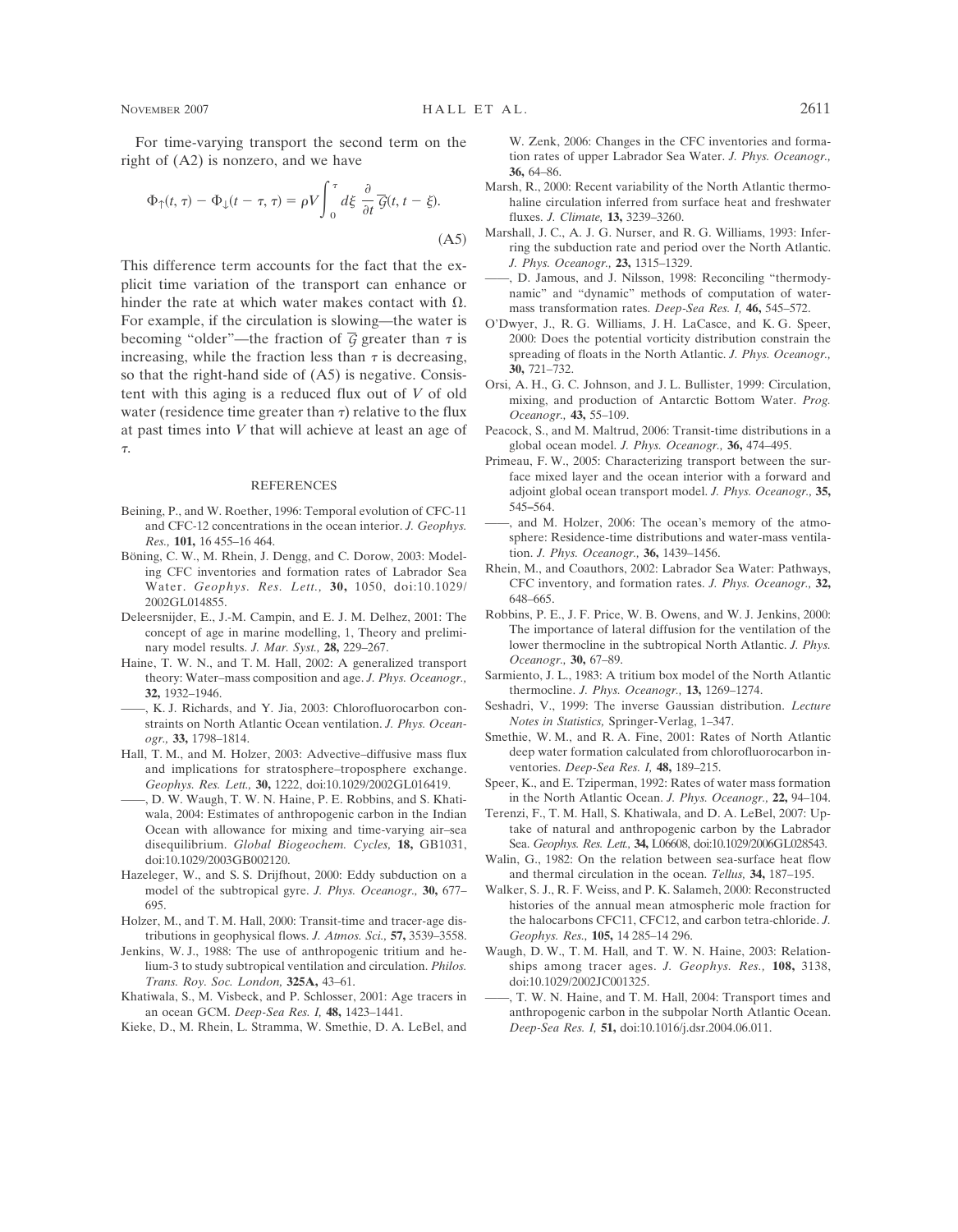For time-varying transport the second term on the right of (A2) is nonzero, and we have

$$\Phi_{\uparrow}(t, \tau) - \Phi_{\downarrow}(t - \tau, \tau) = \rho V \int_0^{\tau} d\xi \, \frac{\partial}{\partial t} \overline{\mathcal{G}}(t, t - \xi). \tag{A5}$$

This difference term accounts for the fact that the explicit time variation of the transport can enhance or hinder the rate at which water makes contact with $\Omega$. For example, if the circulation is slowing—the water is becoming "older"—the fraction of $\overline{\mathcal{G}}$ greater than $\tau$ is increasing, while the fraction less than $\tau$ is decreasing, so that the right-hand side of (A5) is negative. Consistent with this aging is a reduced flux out of $V$ of old water (residence time greater than $\tau$) relative to the flux at past times into $V$ that will achieve at least an age of $\tau$.

## REFERENCES

Beining, P., and W. Roether, 1996: Temporal evolution of CFC-11 and CFC-12 concentrations in the ocean interior. *J. Geophys. Res.,* **101,** 16 455–16 464.

Böning, C. W., M. Rhein, J. Dengg, and C. Dorow, 2003: Modeling CFC inventories and formation rates of Labrador Sea Water. *Geophys. Res. Lett.,* **30,** 1050, doi:10.1029/2002GL014855.

Deleersnijder, E., J.-M. Campin, and E. J. M. Delhez, 2001: The concept of age in marine modelling, 1, Theory and preliminary model results. *J. Mar. Syst.,* **28,** 229–267.

Haine, T. W. N., and T. M. Hall, 2002: A generalized transport theory: Water–mass composition and age. *J. Phys. Oceanogr.,* **32,** 1932–1946.

——, K. J. Richards, and Y. Jia, 2003: Chlorofluorocarbon constraints on North Atlantic Ocean ventilation. *J. Phys. Oceanogr.,* **33,** 1798–1814.

Hall, T. M., and M. Holzer, 2003: Advective–diffusive mass flux and implications for stratosphere–troposphere exchange. *Geophys. Res. Lett.,* **30,** 1222, doi:10.1029/2002GL016419.

——, D. W. Waugh, T. W. N. Haine, P. E. Robbins, and S. Khatiwala, 2004: Estimates of anthropogenic carbon in the Indian Ocean with allowance for mixing and time-varying air–sea disequilibrium. *Global Biogeochem. Cycles,* **18,** GB1031, doi:10.1029/2003GB002120.

Hazeleger, W., and S. S. Drijfhout, 2000: Eddy subduction on a model of the subtropical gyre. *J. Phys. Oceanogr.,* **30,** 677–695.

Holzer, M., and T. M. Hall, 2000: Transit-time and tracer-age distributions in geophysical flows. *J. Atmos. Sci.,* **57,** 3539–3558.

Jenkins, W. J., 1988: The use of anthropogenic tritium and helium-3 to study subtropical ventilation and circulation. *Philos. Trans. Roy. Soc. London,* **325A,** 43–61.

Khatiwala, S., M. Visbeck, and P. Schlosser, 2001: Age tracers in an ocean GCM. *Deep-Sea Res. I,* **48,** 1423–1441.

Kieke, D., M. Rhein, L. Stramma, W. Smethie, D. A. LeBel, and W. Zenk, 2006: Changes in the CFC inventories and formation rates of upper Labrador Sea Water. *J. Phys. Oceanogr.,* **36,** 64–86.

Marsh, R., 2000: Recent variability of the North Atlantic thermohaline circulation inferred from surface heat and freshwater fluxes. *J. Climate,* **13,** 3239–3260.

Marshall, J. C., A. J. G. Nurser, and R. G. Williams, 1993: Inferring the subduction rate and period over the North Atlantic. *J. Phys. Oceanogr.,* **23,** 1315–1329.

——, D. Jamous, and J. Nilsson, 1998: Reconciling "thermodynamic" and "dynamic" methods of computation of water-mass transformation rates. *Deep-Sea Res. I,* **46,** 545–572.

O'Dwyer, J., R. G. Williams, J. H. LaCasce, and K. G. Speer, 2000: Does the potential vorticity distribution constrain the spreading of floats in the North Atlantic. *J. Phys. Oceanogr.,* **30,** 721–732.

Orsi, A. H., G. C. Johnson, and J. L. Bullister, 1999: Circulation, mixing, and production of Antarctic Bottom Water. *Prog. Oceanogr.,* **43,** 55–109.

Peacock, S., and M. Maltrud, 2006: Transit-time distributions in a global ocean model. *J. Phys. Oceanogr.,* **36,** 474–495.

Primeau, F. W., 2005: Characterizing transport between the surface mixed layer and the ocean interior with a forward and adjoint global ocean transport model. *J. Phys. Oceanogr.,* **35,** 545–564.

——, and M. Holzer, 2006: The ocean's memory of the atmosphere: Residence-time distributions and water-mass ventilation. *J. Phys. Oceanogr.,* **36,** 1439–1456.

Rhein, M., and Coauthors, 2002: Labrador Sea Water: Pathways, CFC inventory, and formation rates. *J. Phys. Oceanogr.,* **32,** 648–665.

Robbins, P. E., J. F. Price, W. B. Owens, and W. J. Jenkins, 2000: The importance of lateral diffusion for the ventilation of the lower thermocline in the subtropical North Atlantic. *J. Phys. Oceanogr.,* **30,** 67–89.

Sarmiento, J. L., 1983: A tritium box model of the North Atlantic thermocline. *J. Phys. Oceanogr.,* **13,** 1269–1274.

Seshadri, V., 1999: The inverse Gaussian distribution. *Lecture Notes in Statistics,* Springer-Verlag, 1–347.

Smethie, W. M., and R. A. Fine, 2001: Rates of North Atlantic deep water formation calculated from chlorofluorocarbon inventories. *Deep-Sea Res. I,* **48,** 189–215.

Speer, K., and E. Tziperman, 1992: Rates of water mass formation in the North Atlantic Ocean. *J. Phys. Oceanogr.,* **22,** 94–104.

Terenzi, F., T. M. Hall, S. Khatiwala, and D. A. LeBel, 2007: Uptake of natural and anthropogenic carbon by the Labrador Sea. *Geophys. Res. Lett.,* **34,** L06608, doi:10.1029/2006GL028543.

Walin, G., 1982: On the relation between sea-surface heat flow and thermal circulation in the ocean. *Tellus,* **34,** 187–195.

Walker, S. J., R. F. Weiss, and P. K. Salameh, 2000: Reconstructed histories of the annual mean atmospheric mole fraction for the halocarbons CFC11, CFC12, and carbon tetra-chloride. *J. Geophys. Res.,* **105,** 14 285–14 296.

Waugh, D. W., T. M. Hall, and T. W. N. Haine, 2003: Relationships among tracer ages. *J. Geophys. Res.,* **108,** 3138, doi:10.1029/2002JC001325.

——, T. W. N. Haine, and T. M. Hall, 2004: Transport times and anthropogenic carbon in the subpolar North Atlantic Ocean. *Deep-Sea Res. I,* **51,** doi:10.1016/j.dsr.2004.06.011.